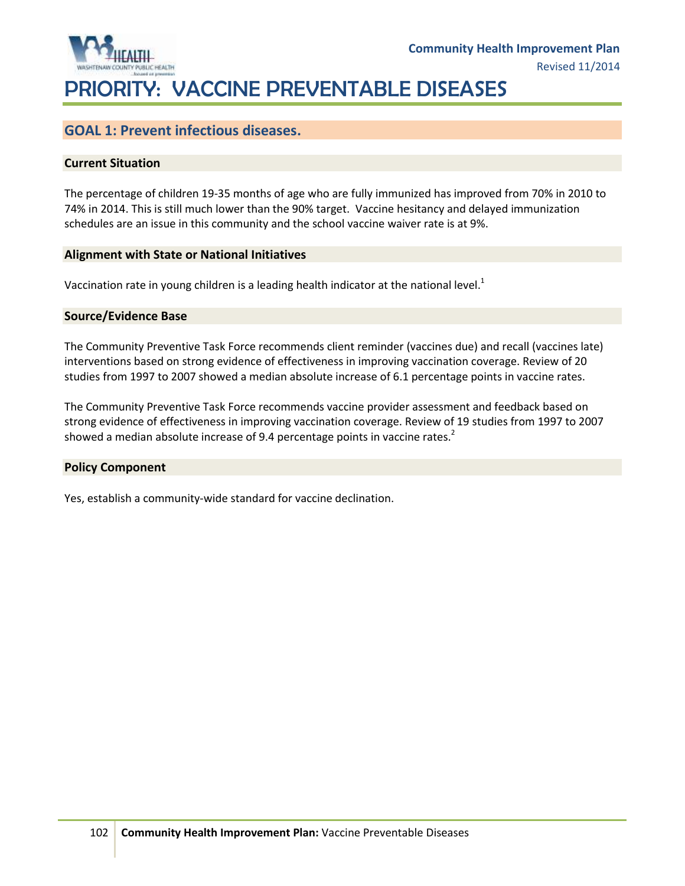# PRIORITY: VACCINE PREVENTABLE DISEASES

## GOAL 1: Prevent infectious diseases.

### Current Situation

The percentage of children 19-35 months of age who are fully immunized has improved from 70% in 2010 to 74% in 2014. This is still much lower than the 90% target. Vaccine hesitancy and delayed immunization schedules are an issue in this community and the school vaccine waiver rate is at 9%.

### Alignment with State or National Initiatives

Vaccination rate in young children is a leading health indicator at the national level.[1]

### Source/Evidence Base

The Community Preventive Task Force recommends client reminder (vaccines due) and recall (vaccines late) interventions based on strong evidence of effectiveness in improving vaccination coverage. Review of 20 studies from 1997 to 2007 showed a median absolute increase of 6.1 percentage points in vaccine rates.

The Community Preventive Task Force recommends vaccine provider assessment and feedback based on strong evidence of effectiveness in improving vaccination coverage. Review of 19 studies from 1997 to 2007 showed a median absolute increase of 9.4 percentage points in vaccine rates.[2]

### Policy Component

Yes, establish a community-wide standard for vaccine declination.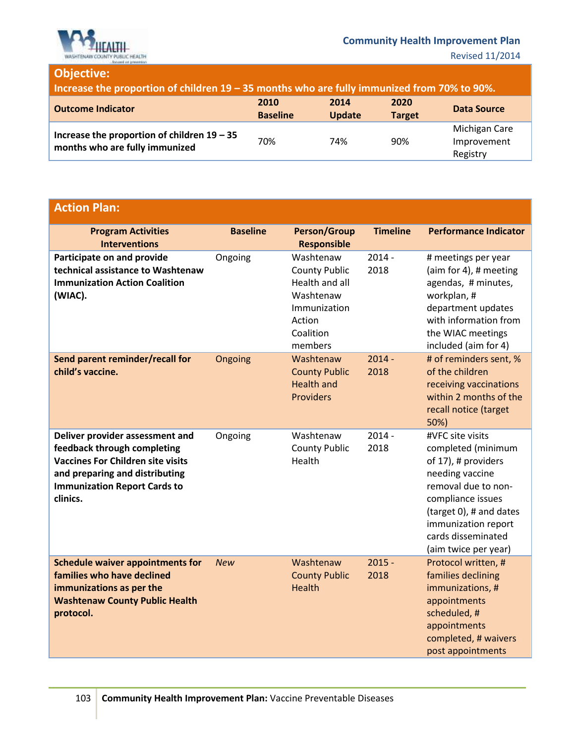## Objective:

**Increase the proportion of children 19 – 35 months who are fully immunized from 70% to 90%.**

| Outcome Indicator | 2010 Baseline | 2014 Update | 2020 Target | Data Source |
|---|---|---|---|---|
| **Increase the proportion of children 19 – 35 months who are fully immunized** | 70% | 74% | 90% | Michigan Care Improvement Registry |

## Action Plan:

| Program Activities Interventions | Baseline | Person/Group Responsible | Timeline | Performance Indicator |
|---|---|---|---|---|
| **Participate on and provide technical assistance to Washtenaw Immunization Action Coalition (WIAC).** | Ongoing | Washtenaw County Public Health and all Washtenaw Immunization Action Coalition members | 2014 - 2018 | # meetings per year (aim for 4), # meeting agendas, # minutes, workplan, # department updates with information from the WIAC meetings included (aim for 4) |
| **Send parent reminder/recall for child's vaccine.** | Ongoing | Washtenaw County Public Health and Providers | 2014 - 2018 | # of reminders sent, % of the children receiving vaccinations within 2 months of the recall notice (target 50%) |
| **Deliver provider assessment and feedback through completing Vaccines For Children site visits and preparing and distributing Immunization Report Cards to clinics.** | Ongoing | Washtenaw County Public Health | 2014 - 2018 | #VFC site visits completed (minimum of 17), # providers needing vaccine removal due to non-compliance issues (target 0), # and dates immunization report cards disseminated (aim twice per year) |
| **Schedule waiver appointments for families who have declined immunizations as per the Washtenaw County Public Health protocol.** | *New* | Washtenaw County Public Health | 2015 - 2018 | Protocol written, # families declining immunizations, # appointments scheduled, # appointments completed, # waivers post appointments |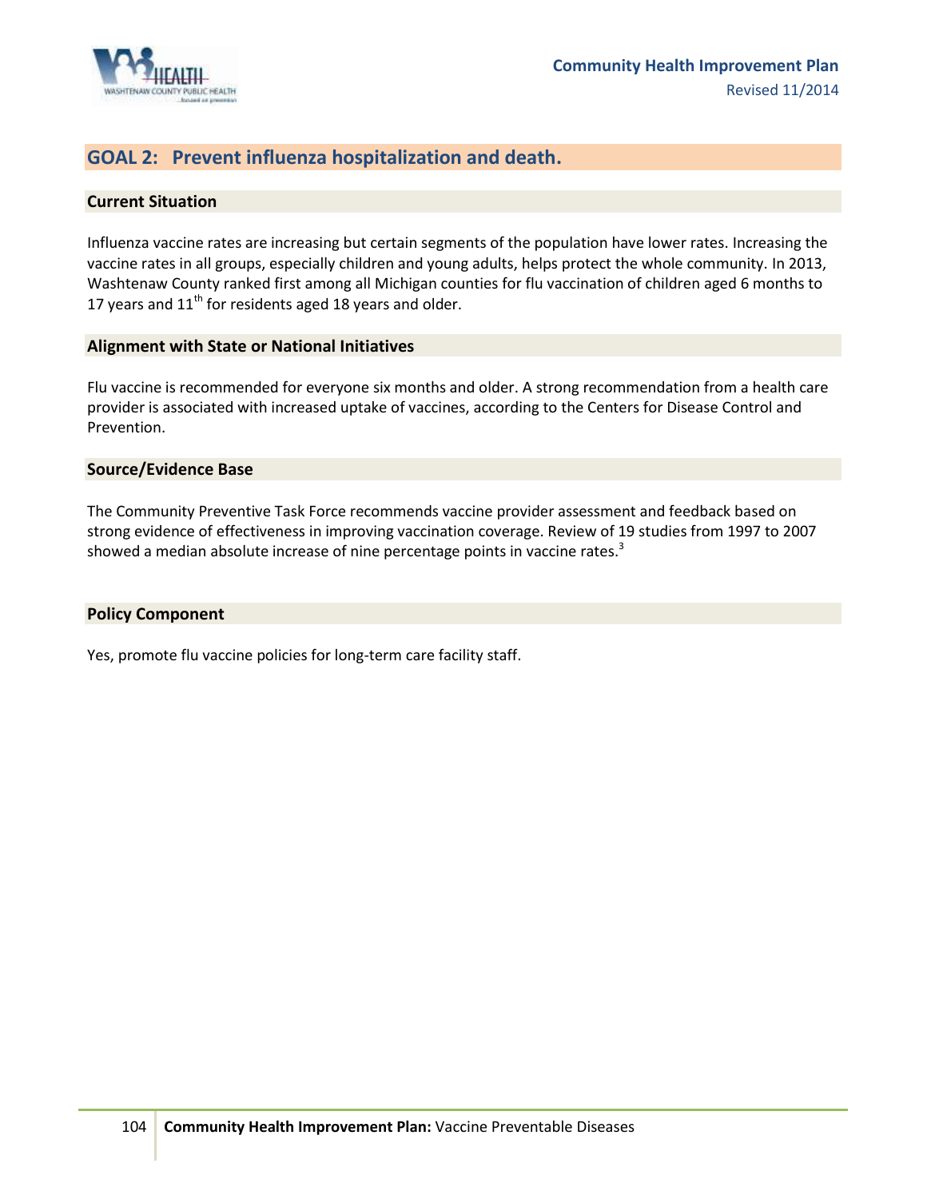## GOAL 2: Prevent influenza hospitalization and death.

### Current Situation

Influenza vaccine rates are increasing but certain segments of the population have lower rates. Increasing the vaccine rates in all groups, especially children and young adults, helps protect the whole community. In 2013, Washtenaw County ranked first among all Michigan counties for flu vaccination of children aged 6 months to 17 years and 11th for residents aged 18 years and older.

### Alignment with State or National Initiatives

Flu vaccine is recommended for everyone six months and older. A strong recommendation from a health care provider is associated with increased uptake of vaccines, according to the Centers for Disease Control and Prevention.

### Source/Evidence Base

The Community Preventive Task Force recommends vaccine provider assessment and feedback based on strong evidence of effectiveness in improving vaccination coverage. Review of 19 studies from 1997 to 2007 showed a median absolute increase of nine percentage points in vaccine rates.[3]

### Policy Component

Yes, promote flu vaccine policies for long-term care facility staff.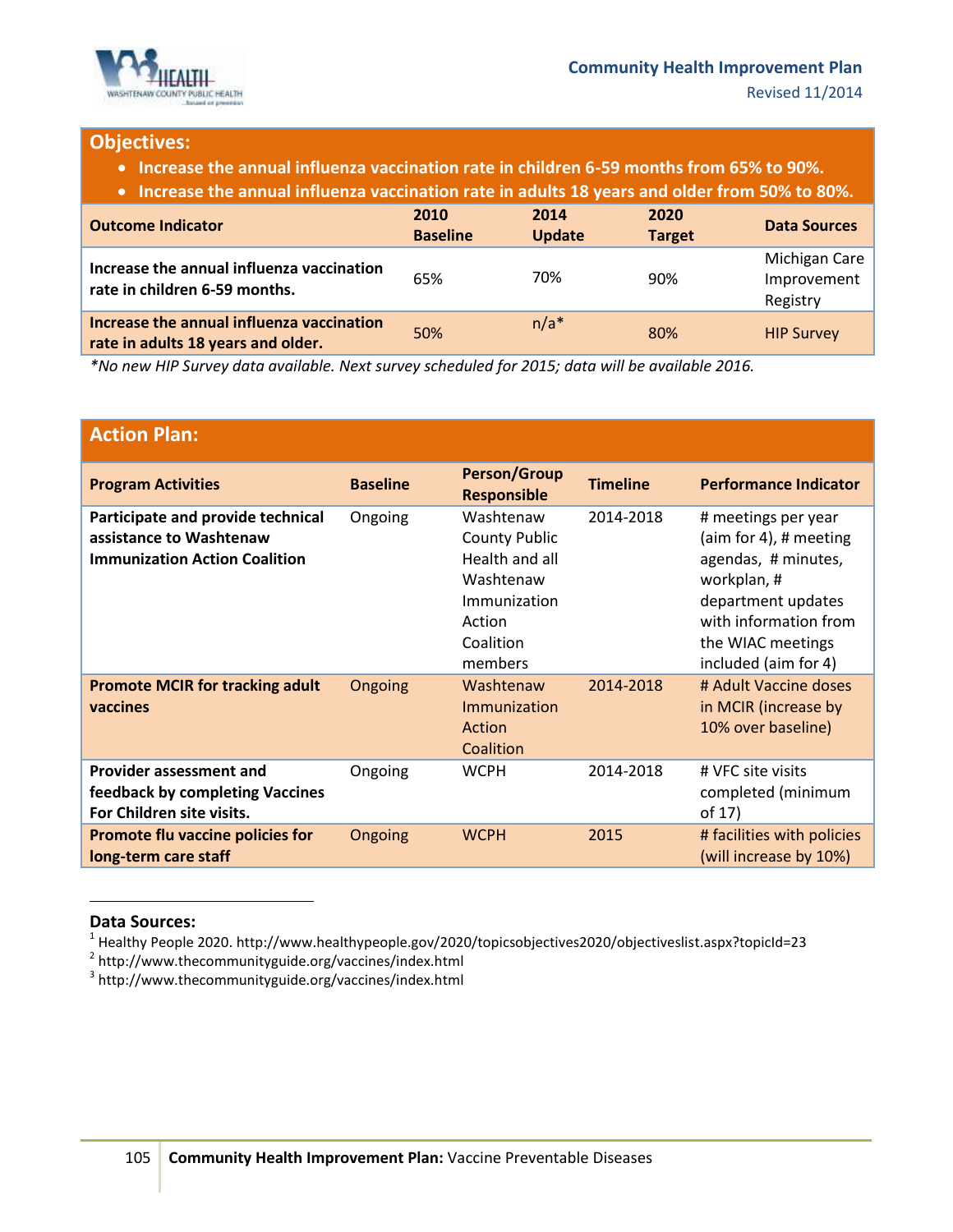## Objectives:

- **Increase the annual influenza vaccination rate in children 6-59 months from 65% to 90%.**
- **Increase the annual influenza vaccination rate in adults 18 years and older from 50% to 80%.**

| Outcome Indicator | 2010 Baseline | 2014 Update | 2020 Target | Data Sources |
|---|---|---|---|---|
| **Increase the annual influenza vaccination rate in children 6-59 months.** | 65% | 70% | 90% | Michigan Care Improvement Registry |
| **Increase the annual influenza vaccination rate in adults 18 years and older.** | 50% | n/a* | 80% | HIP Survey |

*\*No new HIP Survey data available. Next survey scheduled for 2015; data will be available 2016.*

## Action Plan:

| Program Activities | Baseline | Person/Group Responsible | Timeline | Performance Indicator |
|---|---|---|---|---|
| **Participate and provide technical assistance to Washtenaw Immunization Action Coalition** | Ongoing | Washtenaw County Public Health and all Washtenaw Immunization Action Coalition members | 2014-2018 | # meetings per year (aim for 4), # meeting agendas, # minutes, workplan, # department updates with information from the WIAC meetings included (aim for 4) |
| **Promote MCIR for tracking adult vaccines** | Ongoing | Washtenaw Immunization Action Coalition | 2014-2018 | # Adult Vaccine doses in MCIR (increase by 10% over baseline) |
| **Provider assessment and feedback by completing Vaccines For Children site visits.** | Ongoing | WCPH | 2014-2018 | # VFC site visits completed (minimum of 17) |
| **Promote flu vaccine policies for long-term care staff** | Ongoing | WCPH | 2015 | # facilities with policies (will increase by 10%) |

---

**Data Sources:**

[1] Healthy People 2020. http://www.healthypeople.gov/2020/topicsobjectives2020/objectiveslist.aspx?topicId=23

[2] http://www.thecommunityguide.org/vaccines/index.html

[3] http://www.thecommunityguide.org/vaccines/index.html